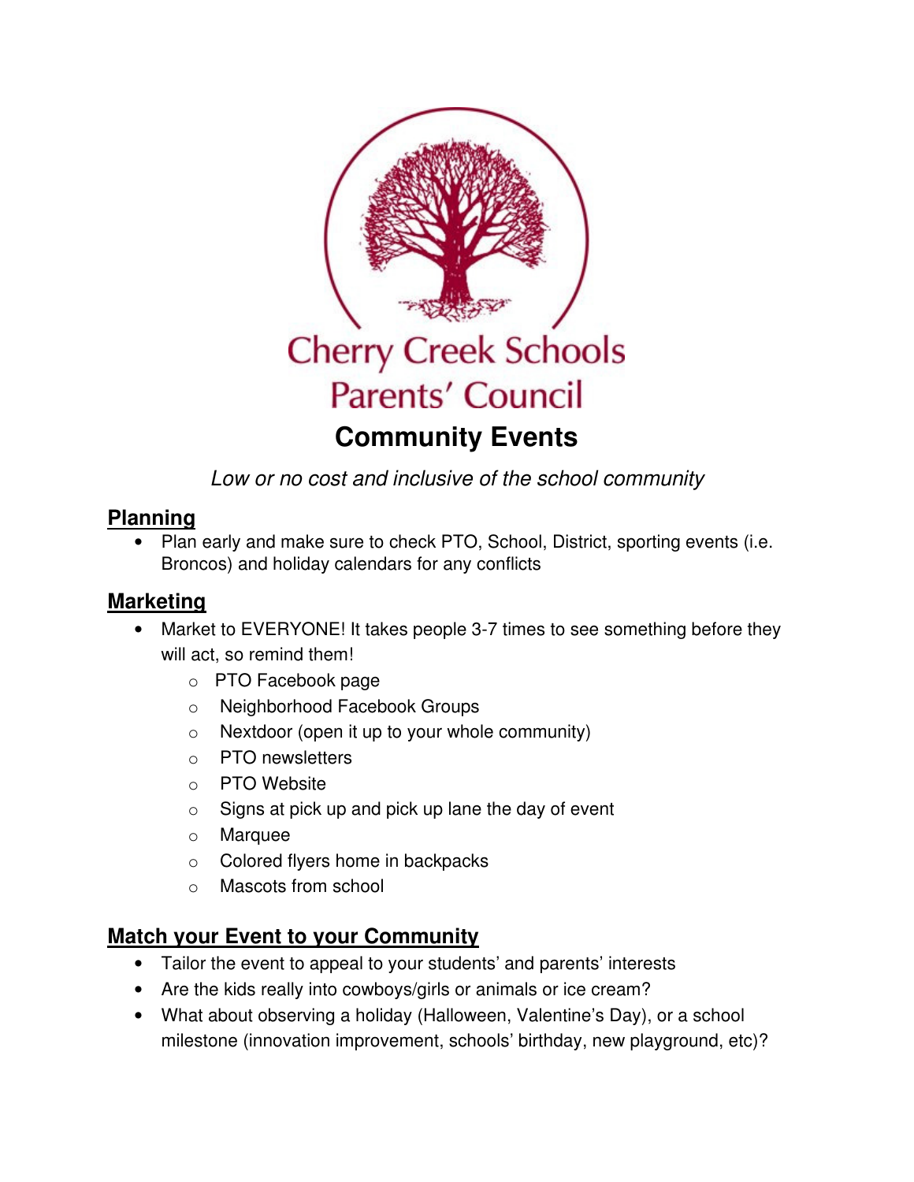Cherry Creek Schools
Parents' Council

# Community Events

*Low or no cost and inclusive of the school community*

## Planning

- Plan early and make sure to check PTO, School, District, sporting events (i.e. Broncos) and holiday calendars for any conflicts

## Marketing

- Market to EVERYONE! It takes people 3-7 times to see something before they will act, so remind them!
    - PTO Facebook page
    - Neighborhood Facebook Groups
    - Nextdoor (open it up to your whole community)
    - PTO newsletters
    - PTO Website
    - Signs at pick up and pick up lane the day of event
    - Marquee
    - Colored flyers home in backpacks
    - Mascots from school

## Match your Event to your Community

- Tailor the event to appeal to your students' and parents' interests
- Are the kids really into cowboys/girls or animals or ice cream?
- What about observing a holiday (Halloween, Valentine's Day), or a school milestone (innovation improvement, schools' birthday, new playground, etc)?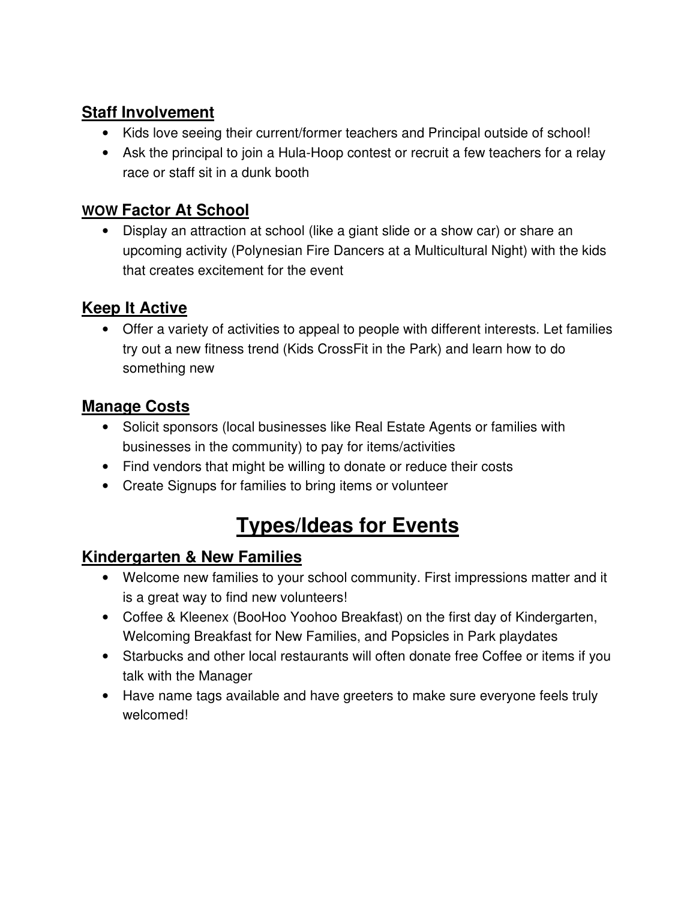## Staff Involvement

- Kids love seeing their current/former teachers and Principal outside of school!
- Ask the principal to join a Hula-Hoop contest or recruit a few teachers for a relay race or staff sit in a dunk booth

## WOW Factor At School

- Display an attraction at school (like a giant slide or a show car) or share an upcoming activity (Polynesian Fire Dancers at a Multicultural Night) with the kids that creates excitement for the event

## Keep It Active

- Offer a variety of activities to appeal to people with different interests. Let families try out a new fitness trend (Kids CrossFit in the Park) and learn how to do something new

## Manage Costs

- Solicit sponsors (local businesses like Real Estate Agents or families with businesses in the community) to pay for items/activities
- Find vendors that might be willing to donate or reduce their costs
- Create Signups for families to bring items or volunteer

# Types/Ideas for Events

## Kindergarten & New Families

- Welcome new families to your school community. First impressions matter and it is a great way to find new volunteers!
- Coffee & Kleenex (BooHoo Yoohoo Breakfast) on the first day of Kindergarten, Welcoming Breakfast for New Families, and Popsicles in Park playdates
- Starbucks and other local restaurants will often donate free Coffee or items if you talk with the Manager
- Have name tags available and have greeters to make sure everyone feels truly welcomed!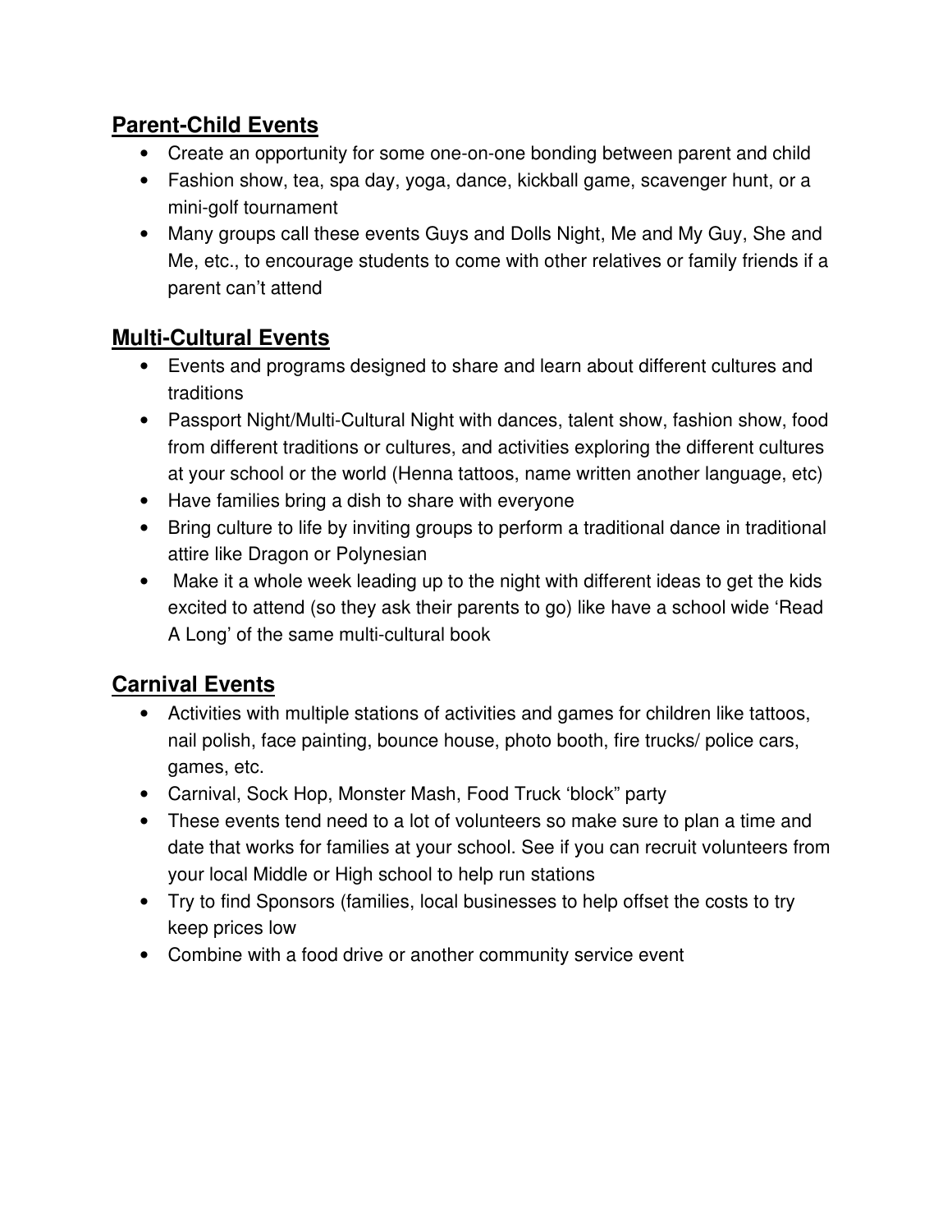## Parent-Child Events

- Create an opportunity for some one-on-one bonding between parent and child
- Fashion show, tea, spa day, yoga, dance, kickball game, scavenger hunt, or a mini-golf tournament
- Many groups call these events Guys and Dolls Night, Me and My Guy, She and Me, etc., to encourage students to come with other relatives or family friends if a parent can't attend

## Multi-Cultural Events

- Events and programs designed to share and learn about different cultures and traditions
- Passport Night/Multi-Cultural Night with dances, talent show, fashion show, food from different traditions or cultures, and activities exploring the different cultures at your school or the world (Henna tattoos, name written another language, etc)
- Have families bring a dish to share with everyone
- Bring culture to life by inviting groups to perform a traditional dance in traditional attire like Dragon or Polynesian
- Make it a whole week leading up to the night with different ideas to get the kids excited to attend (so they ask their parents to go) like have a school wide 'Read A Long' of the same multi-cultural book

## Carnival Events

- Activities with multiple stations of activities and games for children like tattoos, nail polish, face painting, bounce house, photo booth, fire trucks/ police cars, games, etc.
- Carnival, Sock Hop, Monster Mash, Food Truck 'block" party
- These events tend need to a lot of volunteers so make sure to plan a time and date that works for families at your school. See if you can recruit volunteers from your local Middle or High school to help run stations
- Try to find Sponsors (families, local businesses to help offset the costs to try keep prices low
- Combine with a food drive or another community service event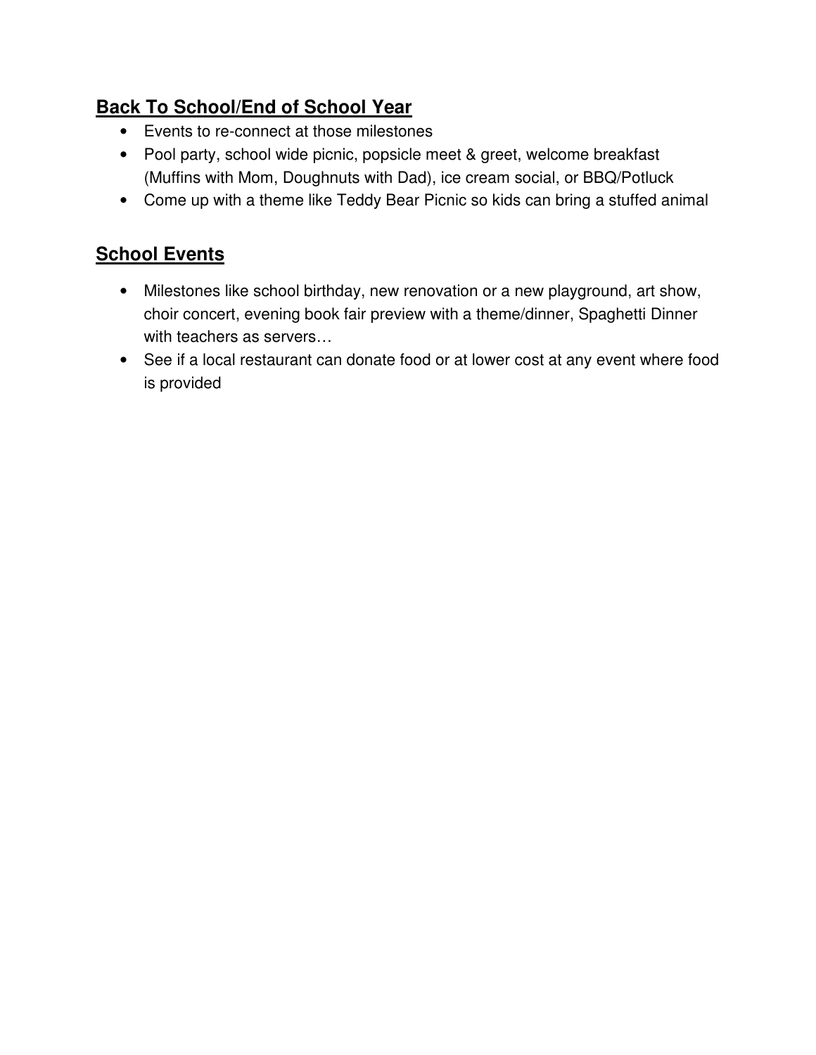## **Back To School/End of School Year**

- Events to re-connect at those milestones
- Pool party, school wide picnic, popsicle meet & greet, welcome breakfast (Muffins with Mom, Doughnuts with Dad), ice cream social, or BBQ/Potluck
- Come up with a theme like Teddy Bear Picnic so kids can bring a stuffed animal

## **School Events**

- Milestones like school birthday, new renovation or a new playground, art show, choir concert, evening book fair preview with a theme/dinner, Spaghetti Dinner with teachers as servers…
- See if a local restaurant can donate food or at lower cost at any event where food is provided